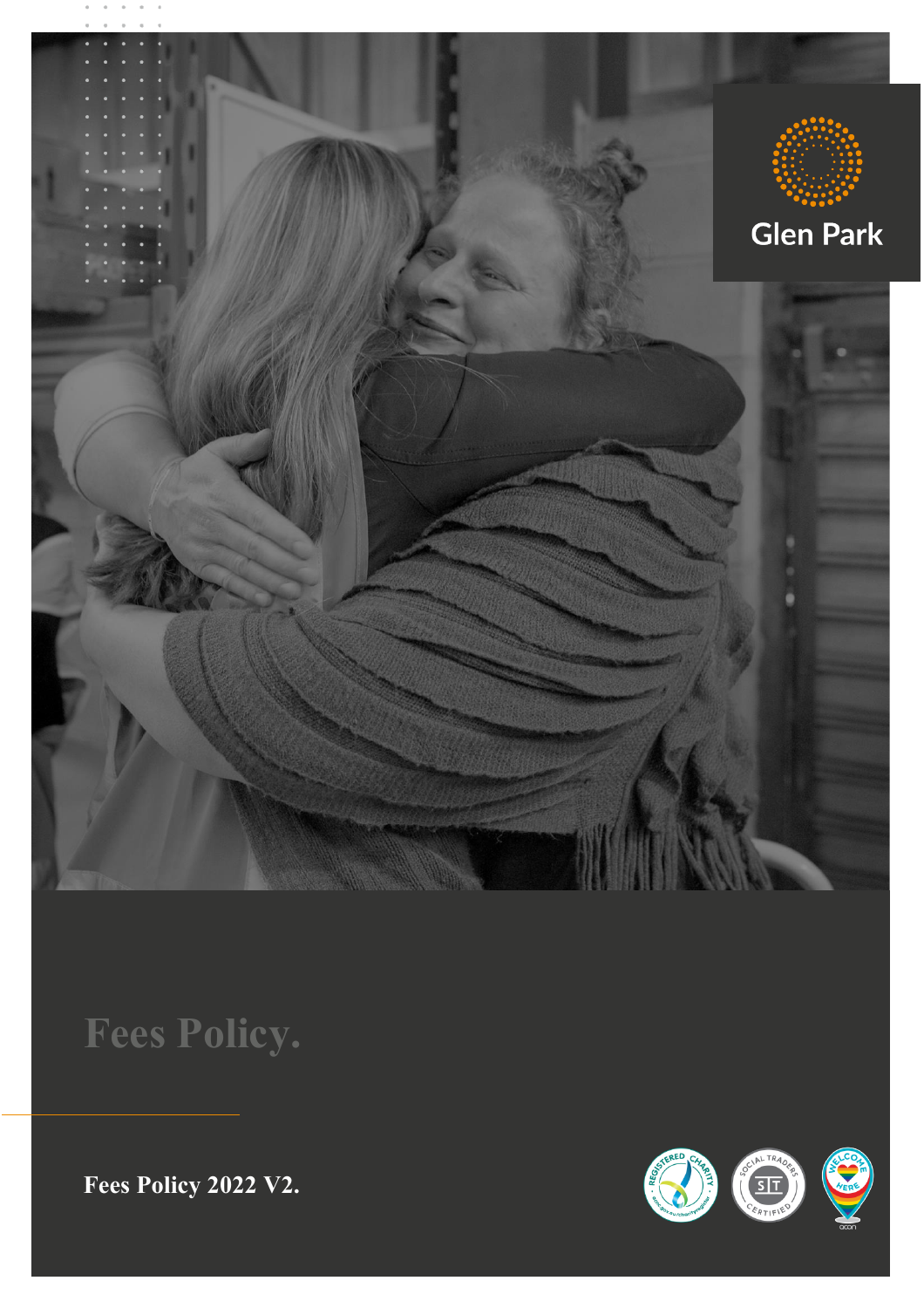Glen Park

# Fees Policy.

**Fees Policy 2022 V2.**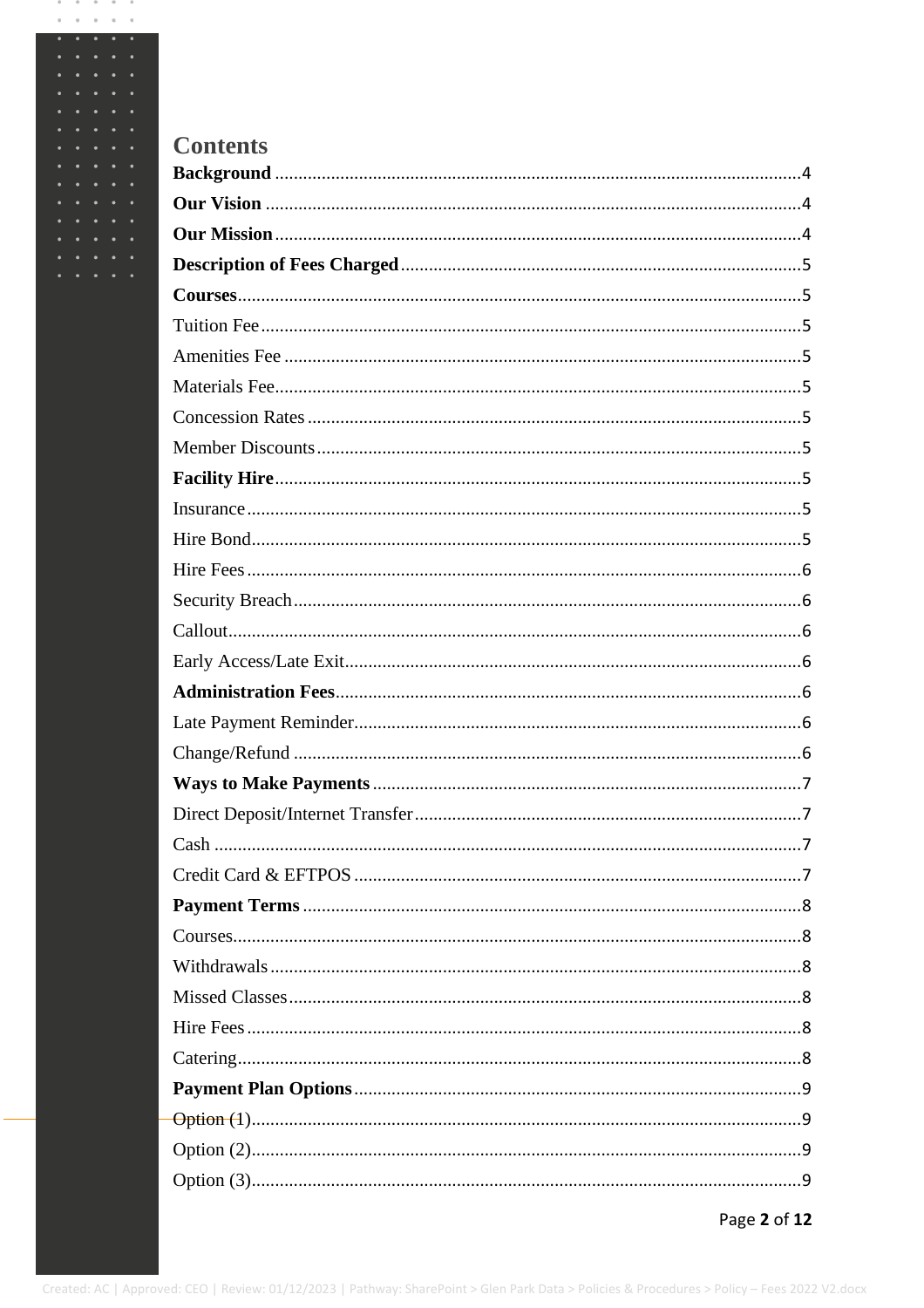# Contents

**Background** ....................................................................................................4

**Our Vision** ......................................................................................................4

**Our Mission** ....................................................................................................4

**Description of Fees Charged** ..........................................................................5

**Courses** ..........................................................................................................5

Tuition Fee .........................................................................................................5

Amenities Fee ....................................................................................................5

Materials Fee ......................................................................................................5

Concession Rates ...............................................................................................5

Member Discounts ..............................................................................................5

**Facility Hire** ....................................................................................................5

Insurance ...........................................................................................................5

Hire Bond ...........................................................................................................5

Hire Fees ............................................................................................................6

Security Breach ..................................................................................................6

Callout ................................................................................................................6

Early Access/Late Exit ........................................................................................6

**Administration Fees** .......................................................................................6

Late Payment Reminder .....................................................................................6

Change/Refund ...................................................................................................6

**Ways to Make Payments** ................................................................................7

Direct Deposit/Internet Transfer .........................................................................7

Cash ...................................................................................................................7

Credit Card & EFTPOS ........................................................................................7

**Payment Terms** ..............................................................................................8

Courses ...............................................................................................................8

Withdrawals ........................................................................................................8

Missed Classes ...................................................................................................8

Hire Fees ............................................................................................................8

Catering ..............................................................................................................8

**Payment Plan Options** ...................................................................................9

Option (1) ...........................................................................................................9

Option (2) ...........................................................................................................9

Option (3) ...........................................................................................................9

Created: AC | Approved: CEO | Review: 01/12/2023 | Pathway: SharePoint > Glen Park Data > Policies & Procedures > Policy – Fees 2022 V2.docx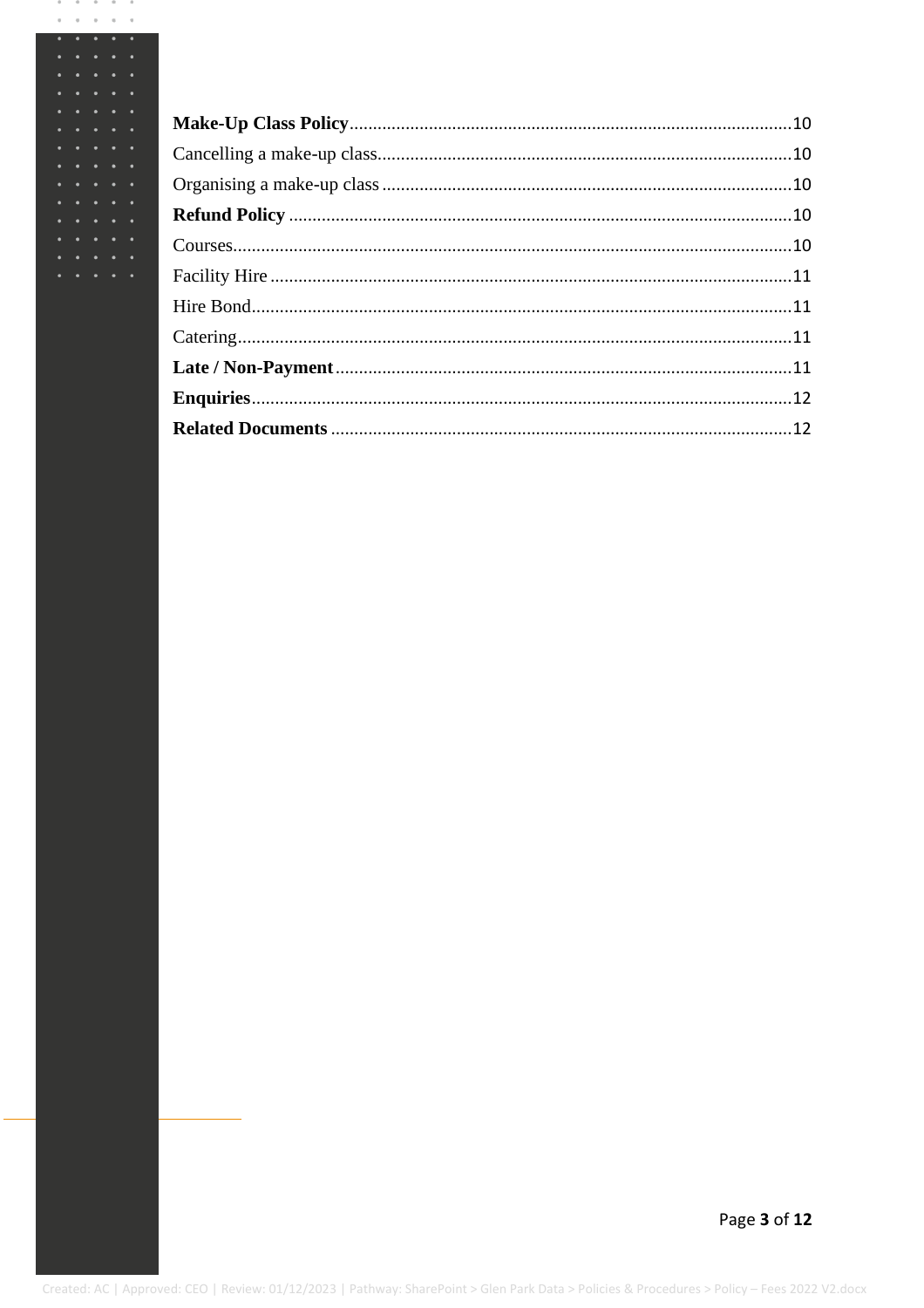**Make-Up Class Policy** ... 10
Cancelling a make-up class ... 10
Organising a make-up class ... 10
**Refund Policy** ... 10
Courses ... 10
Facility Hire ... 11
Hire Bond ... 11
Catering ... 11
**Late / Non-Payment** ... 11
**Enquiries** ... 12
**Related Documents** ... 12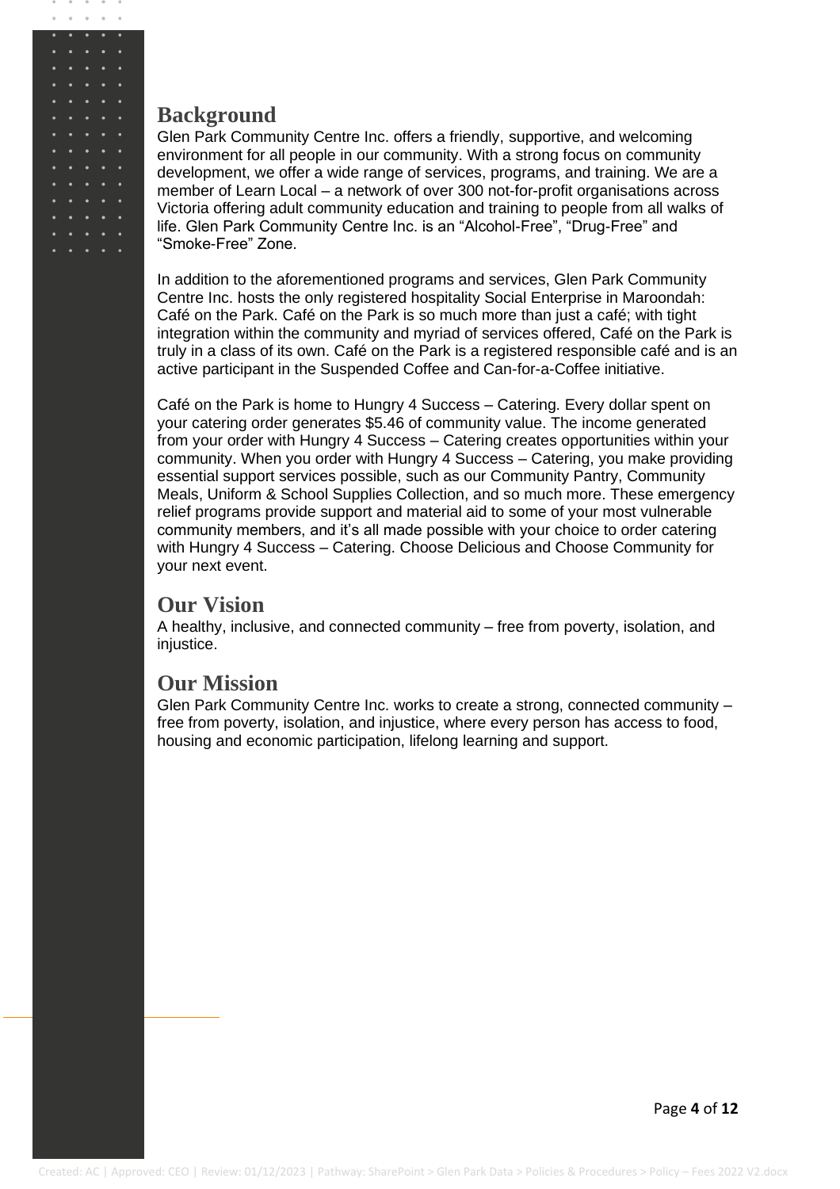## Background

Glen Park Community Centre Inc. offers a friendly, supportive, and welcoming environment for all people in our community. With a strong focus on community development, we offer a wide range of services, programs, and training. We are a member of Learn Local – a network of over 300 not-for-profit organisations across Victoria offering adult community education and training to people from all walks of life. Glen Park Community Centre Inc. is an "Alcohol-Free", "Drug-Free" and "Smoke-Free" Zone.

In addition to the aforementioned programs and services, Glen Park Community Centre Inc. hosts the only registered hospitality Social Enterprise in Maroondah: Café on the Park. Café on the Park is so much more than just a café; with tight integration within the community and myriad of services offered, Café on the Park is truly in a class of its own. Café on the Park is a registered responsible café and is an active participant in the Suspended Coffee and Can-for-a-Coffee initiative.

Café on the Park is home to Hungry 4 Success – Catering. Every dollar spent on your catering order generates $5.46 of community value. The income generated from your order with Hungry 4 Success – Catering creates opportunities within your community. When you order with Hungry 4 Success – Catering, you make providing essential support services possible, such as our Community Pantry, Community Meals, Uniform & School Supplies Collection, and so much more. These emergency relief programs provide support and material aid to some of your most vulnerable community members, and it's all made possible with your choice to order catering with Hungry 4 Success – Catering. Choose Delicious and Choose Community for your next event.

## Our Vision

A healthy, inclusive, and connected community – free from poverty, isolation, and injustice.

## Our Mission

Glen Park Community Centre Inc. works to create a strong, connected community – free from poverty, isolation, and injustice, where every person has access to food, housing and economic participation, lifelong learning and support.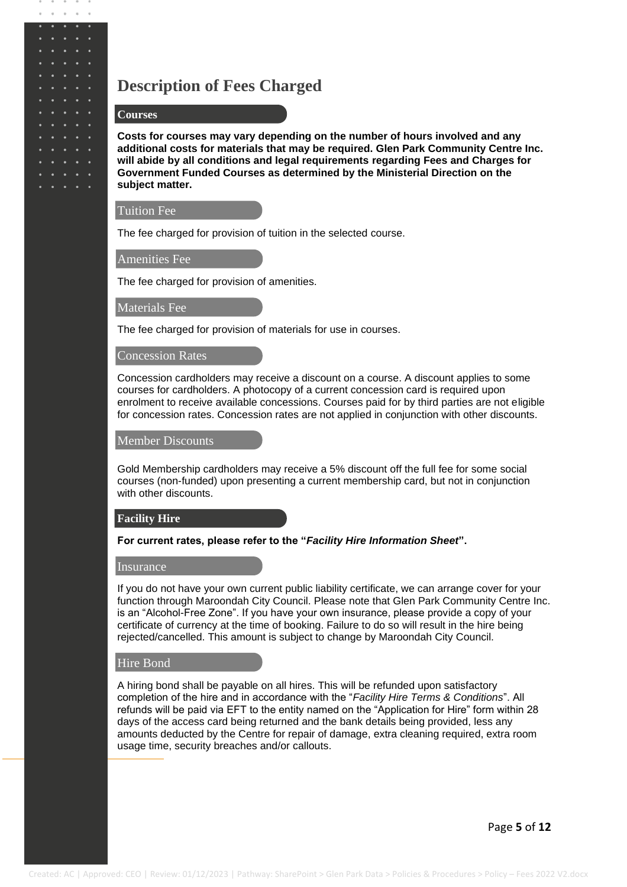# Description of Fees Charged

## Courses

**Costs for courses may vary depending on the number of hours involved and any additional costs for materials that may be required. Glen Park Community Centre Inc. will abide by all conditions and legal requirements regarding Fees and Charges for Government Funded Courses as determined by the Ministerial Direction on the subject matter.**

### Tuition Fee

The fee charged for provision of tuition in the selected course.

### Amenities Fee

The fee charged for provision of amenities.

### Materials Fee

The fee charged for provision of materials for use in courses.

### Concession Rates

Concession cardholders may receive a discount on a course. A discount applies to some courses for cardholders. A photocopy of a current concession card is required upon enrolment to receive available concessions. Courses paid for by third parties are not eligible for concession rates. Concession rates are not applied in conjunction with other discounts.

### Member Discounts

Gold Membership cardholders may receive a 5% discount off the full fee for some social courses (non-funded) upon presenting a current membership card, but not in conjunction with other discounts.

## Facility Hire

**For current rates, please refer to the "*Facility Hire Information Sheet*".**

### Insurance

If you do not have your own current public liability certificate, we can arrange cover for your function through Maroondah City Council. Please note that Glen Park Community Centre Inc. is an "Alcohol-Free Zone". If you have your own insurance, please provide a copy of your certificate of currency at the time of booking. Failure to do so will result in the hire being rejected/cancelled. This amount is subject to change by Maroondah City Council.

### Hire Bond

A hiring bond shall be payable on all hires. This will be refunded upon satisfactory completion of the hire and in accordance with the "*Facility Hire Terms & Conditions*". All refunds will be paid via EFT to the entity named on the "Application for Hire" form within 28 days of the access card being returned and the bank details being provided, less any amounts deducted by the Centre for repair of damage, extra cleaning required, extra room usage time, security breaches and/or callouts.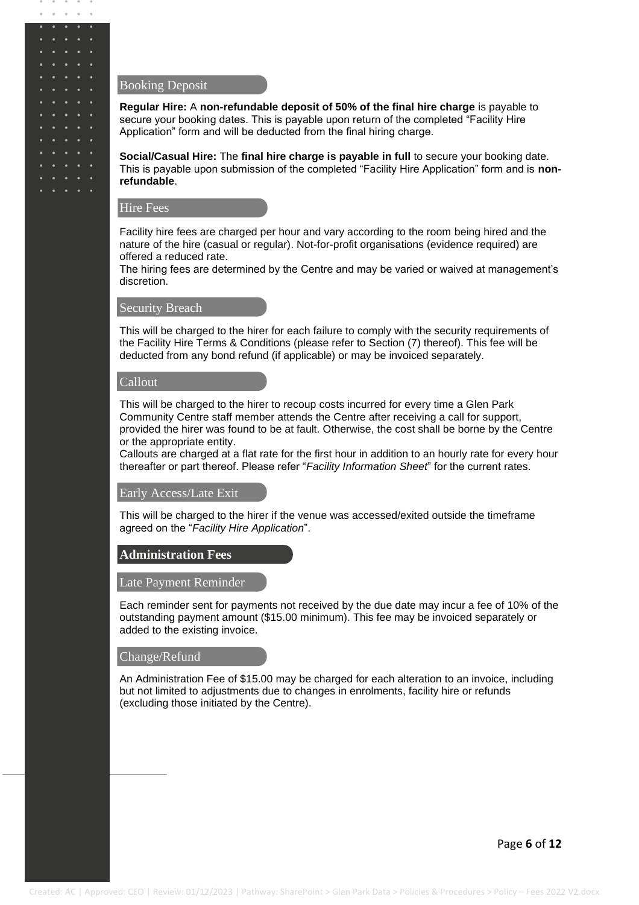### Booking Deposit

**Regular Hire:** A **non-refundable deposit of 50% of the final hire charge** is payable to secure your booking dates. This is payable upon return of the completed "Facility Hire Application" form and will be deducted from the final hiring charge.

**Social/Casual Hire:** The **final hire charge is payable in full** to secure your booking date. This is payable upon submission of the completed "Facility Hire Application" form and is **non-refundable**.

### Hire Fees

Facility hire fees are charged per hour and vary according to the room being hired and the nature of the hire (casual or regular). Not-for-profit organisations (evidence required) are offered a reduced rate.
The hiring fees are determined by the Centre and may be varied or waived at management's discretion.

### Security Breach

This will be charged to the hirer for each failure to comply with the security requirements of the Facility Hire Terms & Conditions (please refer to Section (7) thereof). This fee will be deducted from any bond refund (if applicable) or may be invoiced separately.

### Callout

This will be charged to the hirer to recoup costs incurred for every time a Glen Park Community Centre staff member attends the Centre after receiving a call for support, provided the hirer was found to be at fault. Otherwise, the cost shall be borne by the Centre or the appropriate entity.
Callouts are charged at a flat rate for the first hour in addition to an hourly rate for every hour thereafter or part thereof. Please refer "*Facility Information Sheet*" for the current rates.

### Early Access/Late Exit

This will be charged to the hirer if the venue was accessed/exited outside the timeframe agreed on the "*Facility Hire Application*".

## Administration Fees

### Late Payment Reminder

Each reminder sent for payments not received by the due date may incur a fee of 10% of the outstanding payment amount ($15.00 minimum). This fee may be invoiced separately or added to the existing invoice.

### Change/Refund

An Administration Fee of $15.00 may be charged for each alteration to an invoice, including but not limited to adjustments due to changes in enrolments, facility hire or refunds (excluding those initiated by the Centre).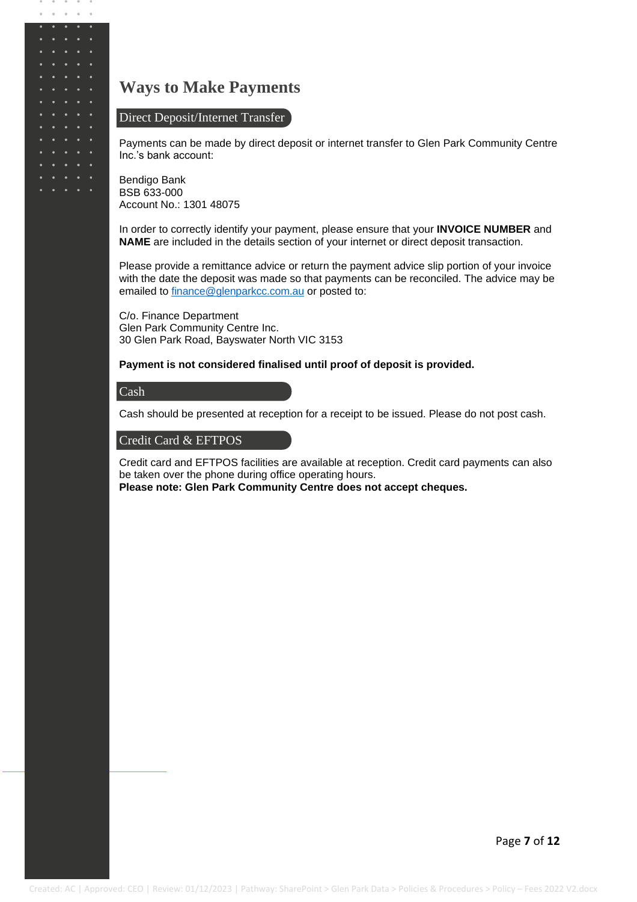# Ways to Make Payments

## Direct Deposit/Internet Transfer

Payments can be made by direct deposit or internet transfer to Glen Park Community Centre Inc.'s bank account:

Bendigo Bank  
BSB 633-000  
Account No.: 1301 48075

In order to correctly identify your payment, please ensure that your **INVOICE NUMBER** and **NAME** are included in the details section of your internet or direct deposit transaction.

Please provide a remittance advice or return the payment advice slip portion of your invoice with the date the deposit was made so that payments can be reconciled. The advice may be emailed to finance@glenparkcc.com.au or posted to:

C/o. Finance Department  
Glen Park Community Centre Inc.  
30 Glen Park Road, Bayswater North VIC 3153

**Payment is not considered finalised until proof of deposit is provided.**

## Cash

Cash should be presented at reception for a receipt to be issued. Please do not post cash.

## Credit Card & EFTPOS

Credit card and EFTPOS facilities are available at reception. Credit card payments can also be taken over the phone during office operating hours.  
**Please note: Glen Park Community Centre does not accept cheques.**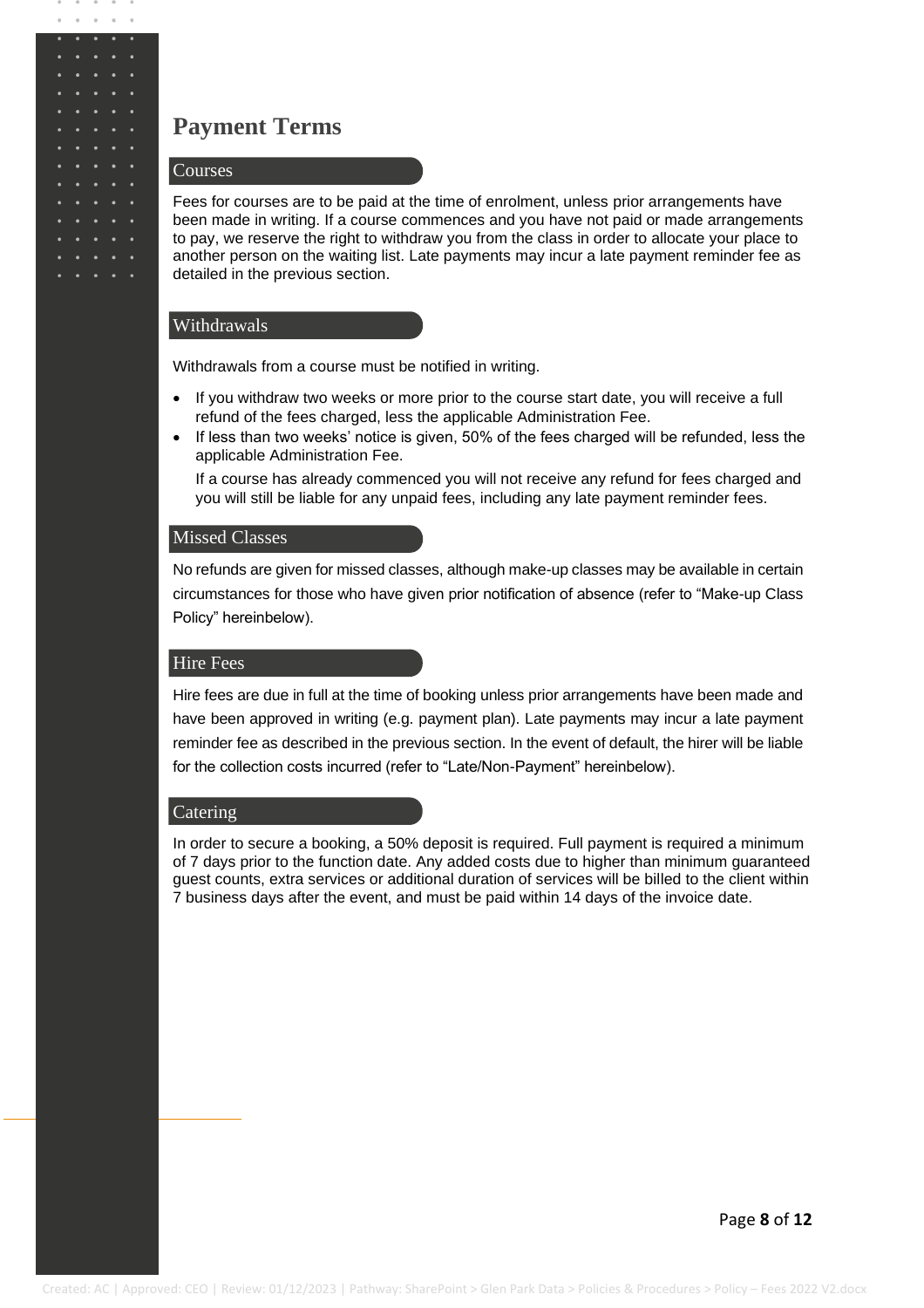# Payment Terms

## Courses

Fees for courses are to be paid at the time of enrolment, unless prior arrangements have been made in writing. If a course commences and you have not paid or made arrangements to pay, we reserve the right to withdraw you from the class in order to allocate your place to another person on the waiting list. Late payments may incur a late payment reminder fee as detailed in the previous section.

## Withdrawals

Withdrawals from a course must be notified in writing.

- If you withdraw two weeks or more prior to the course start date, you will receive a full refund of the fees charged, less the applicable Administration Fee.
- If less than two weeks' notice is given, 50% of the fees charged will be refunded, less the applicable Administration Fee.

  If a course has already commenced you will not receive any refund for fees charged and you will still be liable for any unpaid fees, including any late payment reminder fees.

## Missed Classes

No refunds are given for missed classes, although make-up classes may be available in certain circumstances for those who have given prior notification of absence (refer to "Make-up Class Policy" hereinbelow).

## Hire Fees

Hire fees are due in full at the time of booking unless prior arrangements have been made and have been approved in writing (e.g. payment plan). Late payments may incur a late payment reminder fee as described in the previous section. In the event of default, the hirer will be liable for the collection costs incurred (refer to "Late/Non-Payment" hereinbelow).

## Catering

In order to secure a booking, a 50% deposit is required. Full payment is required a minimum of 7 days prior to the function date. Any added costs due to higher than minimum guaranteed guest counts, extra services or additional duration of services will be billed to the client within 7 business days after the event, and must be paid within 14 days of the invoice date.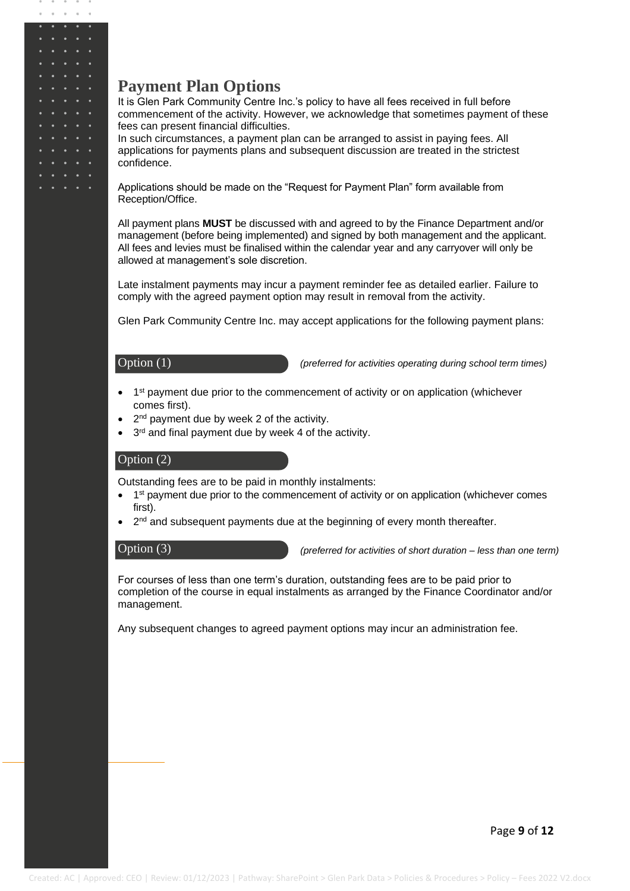# Payment Plan Options

It is Glen Park Community Centre Inc.'s policy to have all fees received in full before commencement of the activity. However, we acknowledge that sometimes payment of these fees can present financial difficulties.

In such circumstances, a payment plan can be arranged to assist in paying fees. All applications for payments plans and subsequent discussion are treated in the strictest confidence.

Applications should be made on the "Request for Payment Plan" form available from Reception/Office.

All payment plans **MUST** be discussed with and agreed to by the Finance Department and/or management (before being implemented) and signed by both management and the applicant. All fees and levies must be finalised within the calendar year and any carryover will only be allowed at management's sole discretion.

Late instalment payments may incur a payment reminder fee as detailed earlier. Failure to comply with the agreed payment option may result in removal from the activity.

Glen Park Community Centre Inc. may accept applications for the following payment plans:

## Option (1)

*(preferred for activities operating during school term times)*

- 1st payment due prior to the commencement of activity or on application (whichever comes first).
- 2nd payment due by week 2 of the activity.
- 3rd and final payment due by week 4 of the activity.

## Option (2)

Outstanding fees are to be paid in monthly instalments:

- 1st payment due prior to the commencement of activity or on application (whichever comes first).
- 2nd and subsequent payments due at the beginning of every month thereafter.

## Option (3)

*(preferred for activities of short duration – less than one term)*

For courses of less than one term's duration, outstanding fees are to be paid prior to completion of the course in equal instalments as arranged by the Finance Coordinator and/or management.

Any subsequent changes to agreed payment options may incur an administration fee.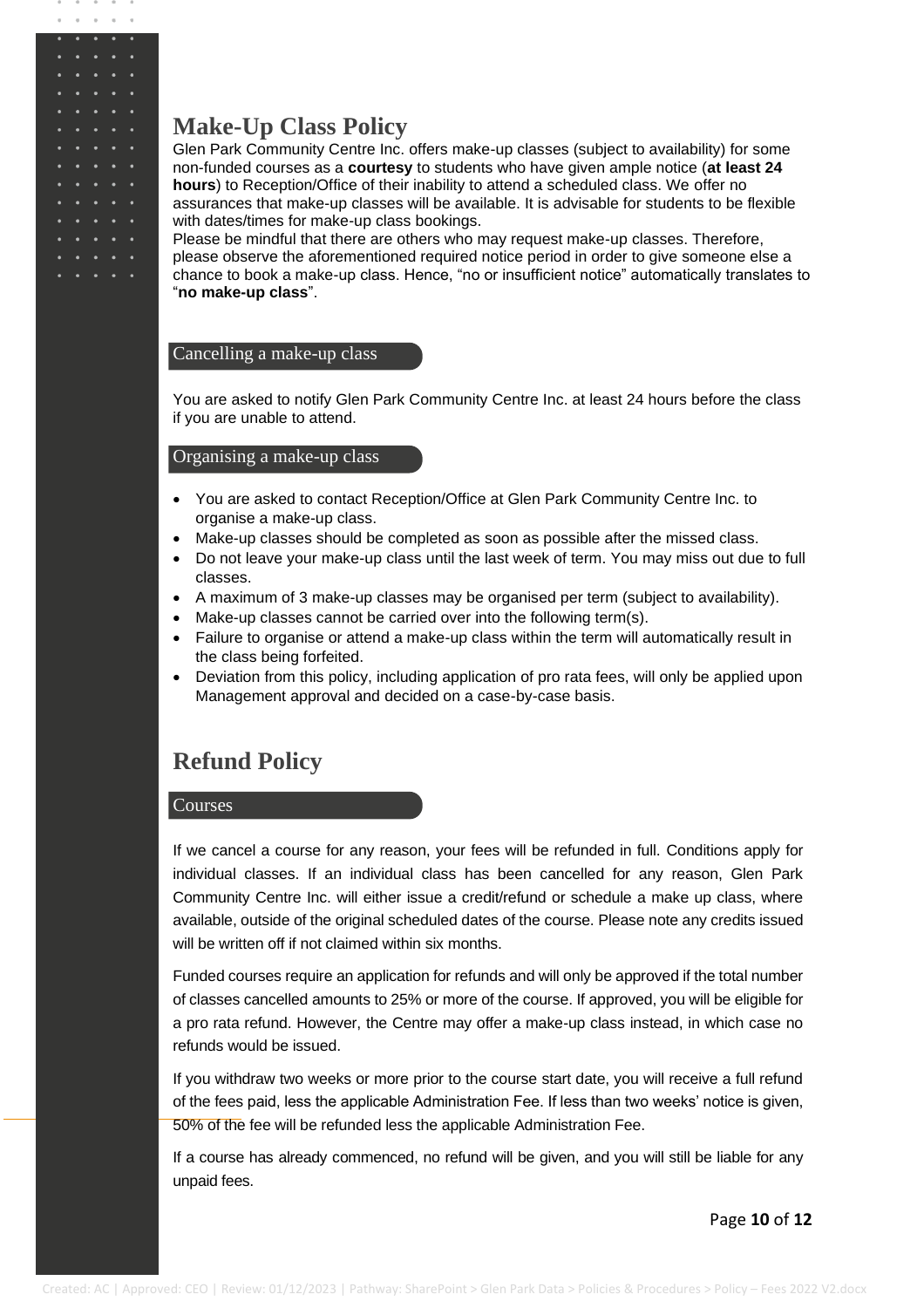# Make-Up Class Policy

Glen Park Community Centre Inc. offers make-up classes (subject to availability) for some non-funded courses as a **courtesy** to students who have given ample notice (**at least 24 hours**) to Reception/Office of their inability to attend a scheduled class. We offer no assurances that make-up classes will be available. It is advisable for students to be flexible with dates/times for make-up class bookings.

Please be mindful that there are others who may request make-up classes. Therefore, please observe the aforementioned required notice period in order to give someone else a chance to book a make-up class. Hence, "no or insufficient notice" automatically translates to "**no make-up class**".

## Cancelling a make-up class

You are asked to notify Glen Park Community Centre Inc. at least 24 hours before the class if you are unable to attend.

## Organising a make-up class

- You are asked to contact Reception/Office at Glen Park Community Centre Inc. to organise a make-up class.
- Make-up classes should be completed as soon as possible after the missed class.
- Do not leave your make-up class until the last week of term. You may miss out due to full classes.
- A maximum of 3 make-up classes may be organised per term (subject to availability).
- Make-up classes cannot be carried over into the following term(s).
- Failure to organise or attend a make-up class within the term will automatically result in the class being forfeited.
- Deviation from this policy, including application of pro rata fees, will only be applied upon Management approval and decided on a case-by-case basis.

# Refund Policy

## Courses

If we cancel a course for any reason, your fees will be refunded in full. Conditions apply for individual classes. If an individual class has been cancelled for any reason, Glen Park Community Centre Inc. will either issue a credit/refund or schedule a make up class, where available, outside of the original scheduled dates of the course. Please note any credits issued will be written off if not claimed within six months.

Funded courses require an application for refunds and will only be approved if the total number of classes cancelled amounts to 25% or more of the course. If approved, you will be eligible for a pro rata refund. However, the Centre may offer a make-up class instead, in which case no refunds would be issued.

If you withdraw two weeks or more prior to the course start date, you will receive a full refund of the fees paid, less the applicable Administration Fee. If less than two weeks' notice is given, 50% of the fee will be refunded less the applicable Administration Fee.

If a course has already commenced, no refund will be given, and you will still be liable for any unpaid fees.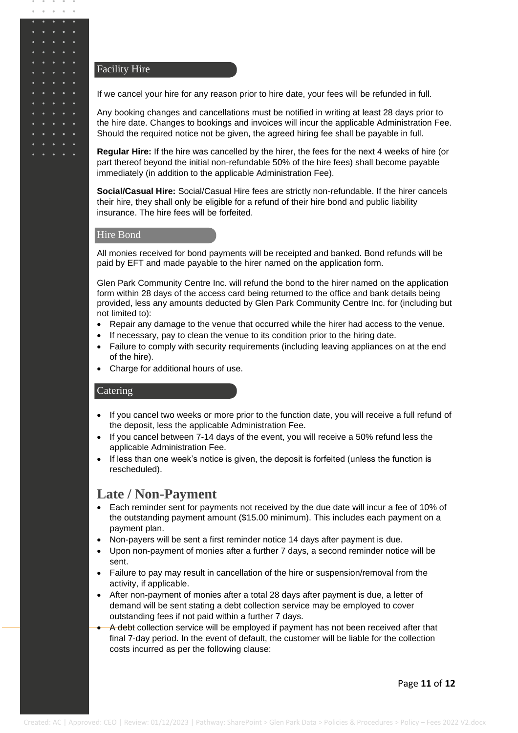## Facility Hire

If we cancel your hire for any reason prior to hire date, your fees will be refunded in full.

Any booking changes and cancellations must be notified in writing at least 28 days prior to the hire date. Changes to bookings and invoices will incur the applicable Administration Fee. Should the required notice not be given, the agreed hiring fee shall be payable in full.

**Regular Hire:** If the hire was cancelled by the hirer, the fees for the next 4 weeks of hire (or part thereof beyond the initial non-refundable 50% of the hire fees) shall become payable immediately (in addition to the applicable Administration Fee).

**Social/Casual Hire:** Social/Casual Hire fees are strictly non-refundable. If the hirer cancels their hire, they shall only be eligible for a refund of their hire bond and public liability insurance. The hire fees will be forfeited.

## Hire Bond

All monies received for bond payments will be receipted and banked. Bond refunds will be paid by EFT and made payable to the hirer named on the application form.

Glen Park Community Centre Inc. will refund the bond to the hirer named on the application form within 28 days of the access card being returned to the office and bank details being provided, less any amounts deducted by Glen Park Community Centre Inc. for (including but not limited to):

- Repair any damage to the venue that occurred while the hirer had access to the venue.
- If necessary, pay to clean the venue to its condition prior to the hiring date.
- Failure to comply with security requirements (including leaving appliances on at the end of the hire).
- Charge for additional hours of use.

## Catering

- If you cancel two weeks or more prior to the function date, you will receive a full refund of the deposit, less the applicable Administration Fee.
- If you cancel between 7-14 days of the event, you will receive a 50% refund less the applicable Administration Fee.
- If less than one week's notice is given, the deposit is forfeited (unless the function is rescheduled).

# Late / Non-Payment

- Each reminder sent for payments not received by the due date will incur a fee of 10% of the outstanding payment amount ($15.00 minimum). This includes each payment on a payment plan.
- Non-payers will be sent a first reminder notice 14 days after payment is due.
- Upon non-payment of monies after a further 7 days, a second reminder notice will be sent.
- Failure to pay may result in cancellation of the hire or suspension/removal from the activity, if applicable.
- After non-payment of monies after a total 28 days after payment is due, a letter of demand will be sent stating a debt collection service may be employed to cover outstanding fees if not paid within a further 7 days.
- A debt collection service will be employed if payment has not been received after that final 7-day period. In the event of default, the customer will be liable for the collection costs incurred as per the following clause: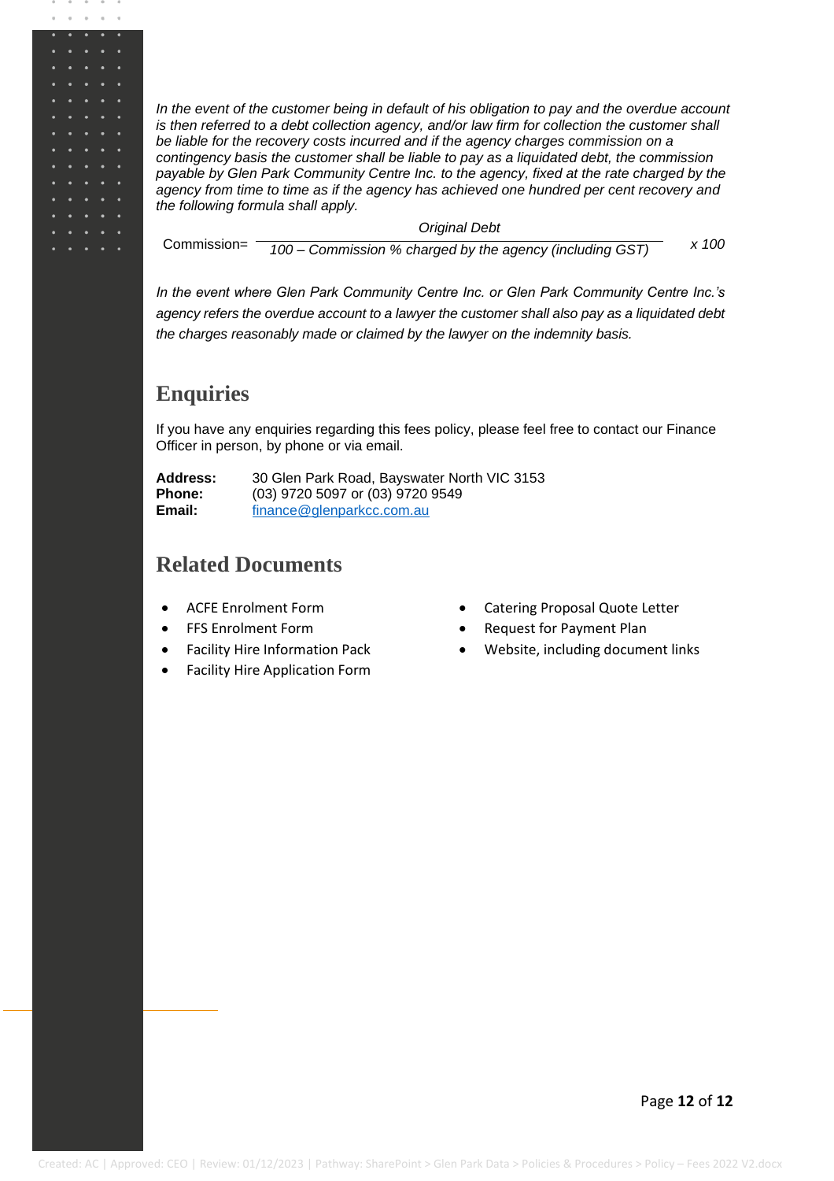*In the event of the customer being in default of his obligation to pay and the overdue account is then referred to a debt collection agency, and/or law firm for collection the customer shall be liable for the recovery costs incurred and if the agency charges commission on a contingency basis the customer shall be liable to pay as a liquidated debt, the commission payable by Glen Park Community Centre Inc. to the agency, fixed at the rate charged by the agency from time to time as if the agency has achieved one hundred per cent recovery and the following formula shall apply.*

$$\text{Commission} = \frac{\textit{Original Debt}}{\textit{100 – Commission \% charged by the agency (including GST)}} \times 100$$

*In the event where Glen Park Community Centre Inc. or Glen Park Community Centre Inc.'s agency refers the overdue account to a lawyer the customer shall also pay as a liquidated debt the charges reasonably made or claimed by the lawyer on the indemnity basis.*

## Enquiries

If you have any enquiries regarding this fees policy, please feel free to contact our Finance Officer in person, by phone or via email.

**Address:** 30 Glen Park Road, Bayswater North VIC 3153
**Phone:** (03) 9720 5097 or (03) 9720 9549
**Email:** finance@glenparkcc.com.au

## Related Documents

- ACFE Enrolment Form
- FFS Enrolment Form
- Facility Hire Information Pack
- Facility Hire Application Form
- Catering Proposal Quote Letter
- Request for Payment Plan
- Website, including document links